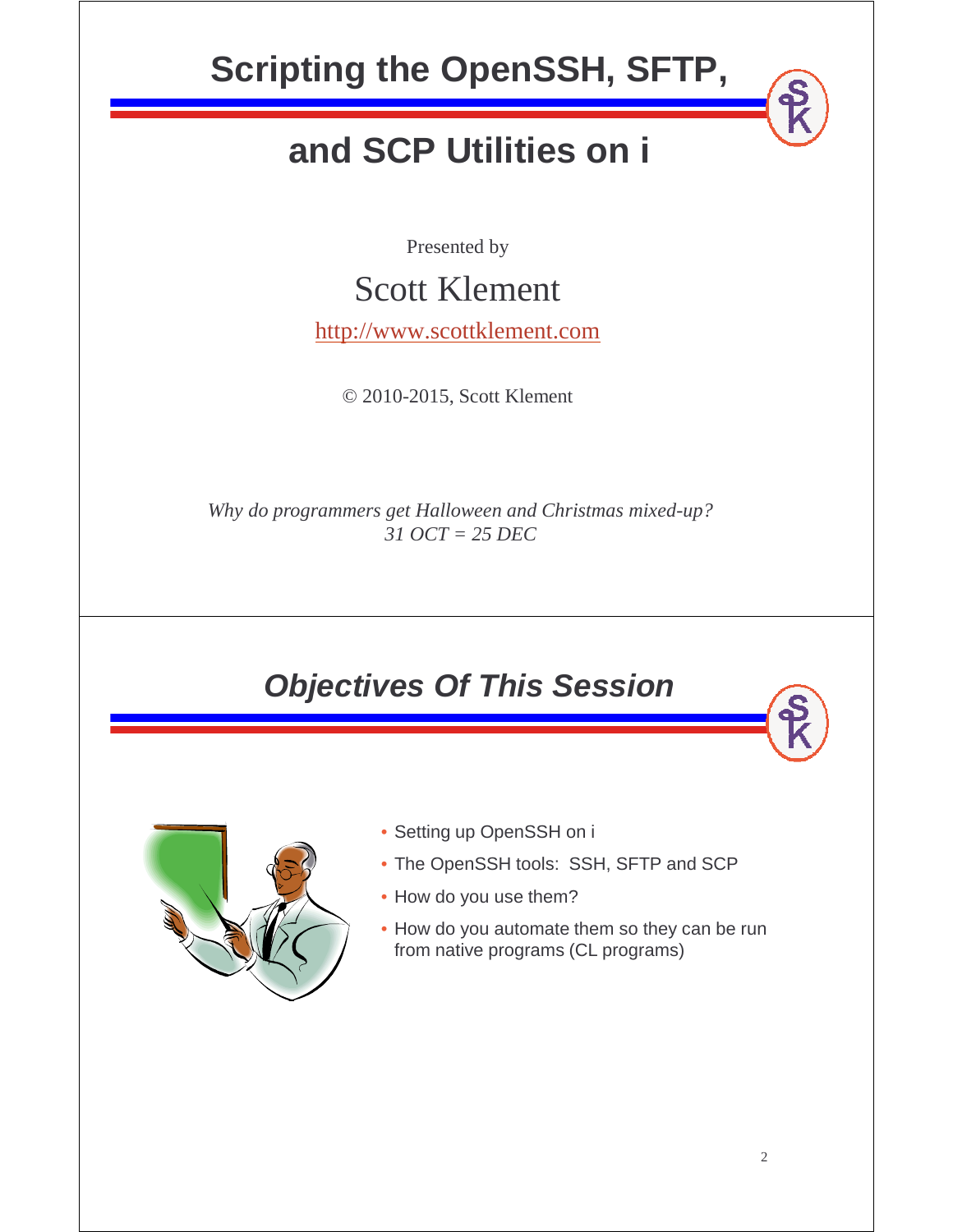# Scripting the OpenSSH, SFTP, and SCP Utilities on i

Presented by

Scott Klement

http://www.scottklement.com

© 2010-2015, Scott Klement

*Why do programmers get Halloween and Christmas mixed-up?*
*31 OCT = 25 DEC*

## *Objectives Of This Session*

- Setting up OpenSSH on i
- The OpenSSH tools: SSH, SFTP and SCP
- How do you use them?
- How do you automate them so they can be run from native programs (CL programs)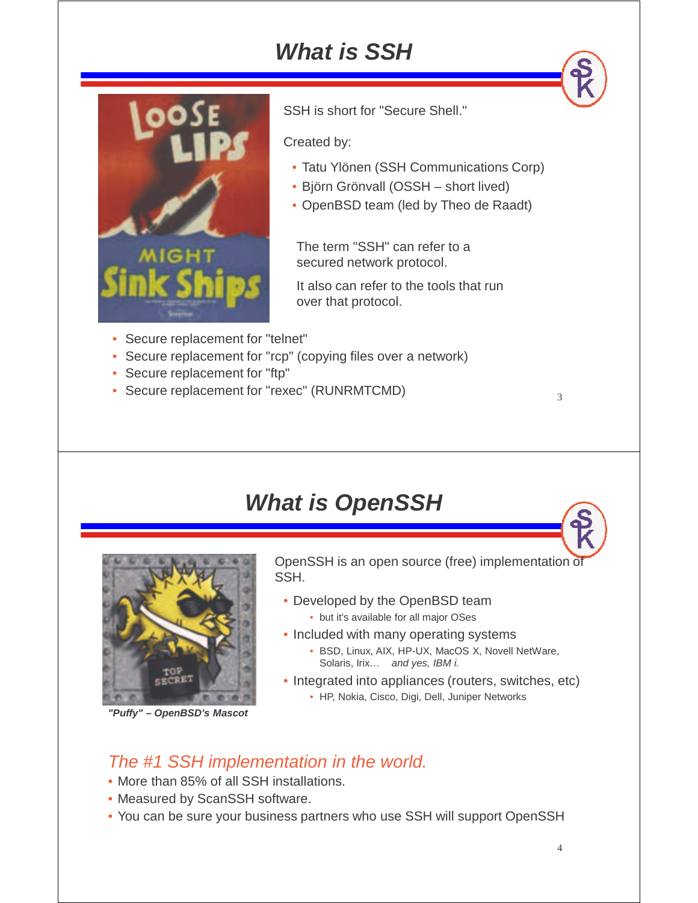# What is SSH

SSH is short for "Secure Shell."

Created by:

- Tatu Ylönen (SSH Communications Corp)
- Björn Grönvall (OSSH – short lived)
- OpenBSD team (led by Theo de Raadt)

The term "SSH" can refer to a secured network protocol.

It also can refer to the tools that run over that protocol.

- Secure replacement for "telnet"
- Secure replacement for "rcp" (copying files over a network)
- Secure replacement for "ftp"
- Secure replacement for "rexec" (RUNRMTCMD)

# What is OpenSSH

OpenSSH is an open source (free) implementation of SSH.

- Developed by the OpenBSD team
  - but it's available for all major OSes
- Included with many operating systems
  - BSD, Linux, AIX, HP-UX, MacOS X, Novell NetWare, Solaris, Irix… *and yes, IBM i.*
- Integrated into appliances (routers, switches, etc)
  - HP, Nokia, Cisco, Digi, Dell, Juniper Networks

***"Puffy" – OpenBSD's Mascot***

*The #1 SSH implementation in the world.*

- More than 85% of all SSH installations.
- Measured by ScanSSH software.
- You can be sure your business partners who use SSH will support OpenSSH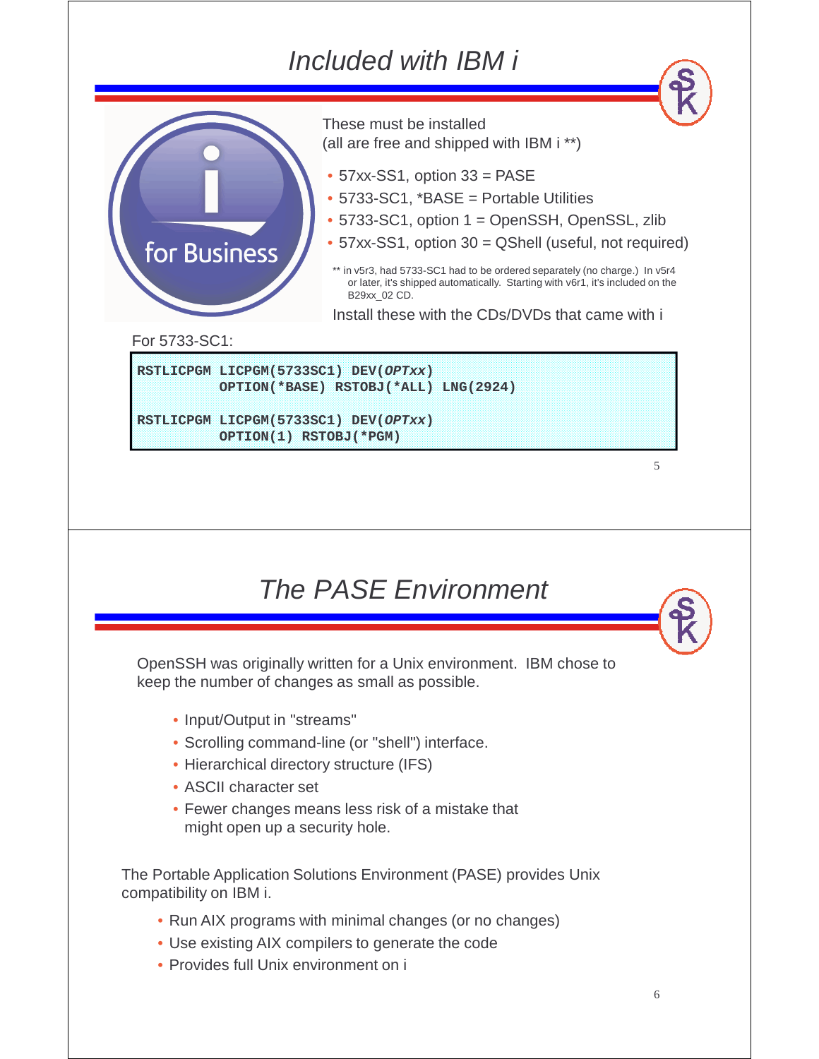# Included with IBM i

These must be installed
(all are free and shipped with IBM i **)

- 57xx-SS1, option 33 = PASE
- 5733-SC1, *BASE = Portable Utilities
- 5733-SC1, option 1 = OpenSSH, OpenSSL, zlib
- 57xx-SS1, option 30 = QShell (useful, not required)

** in v5r3, had 5733-SC1 had to be ordered separately (no charge.) In v5r4 or later, it's shipped automatically. Starting with v6r1, it's included on the B29xx_02 CD.

Install these with the CDs/DVDs that came with i

For 5733-SC1:

```
RSTLICPGM LICPGM(5733SC1) DEV(OPTxx)
          OPTION(*BASE) RSTOBJ(*ALL) LNG(2924)

RSTLICPGM LICPGM(5733SC1) DEV(OPTxx)
          OPTION(1) RSTOBJ(*PGM)
```

# The PASE Environment

OpenSSH was originally written for a Unix environment. IBM chose to keep the number of changes as small as possible.

- Input/Output in "streams"
- Scrolling command-line (or "shell") interface.
- Hierarchical directory structure (IFS)
- ASCII character set
- Fewer changes means less risk of a mistake that might open up a security hole.

The Portable Application Solutions Environment (PASE) provides Unix compatibility on IBM i.

- Run AIX programs with minimal changes (or no changes)
- Use existing AIX compilers to generate the code
- Provides full Unix environment on i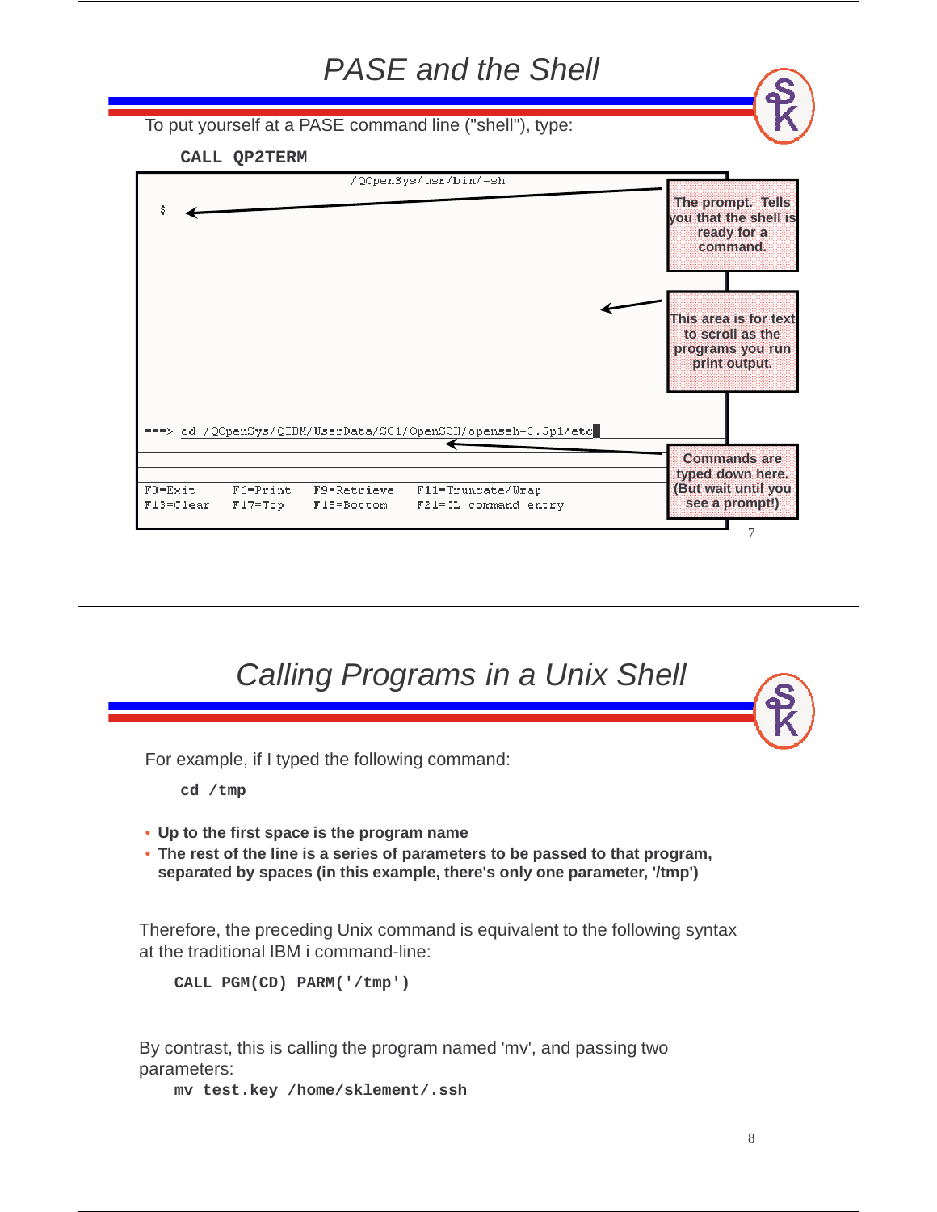# PASE and the Shell

To put yourself at a PASE command line ("shell"), type:

```
CALL QP2TERM
```

```
                         /QOpenSys/usr/bin/-sh

  $







===> cd /QOpenSys/QIBM/UserData/SC1/OpenSSH/openssh-3.5p1/etc


F3=Exit     F6=Print    F9=Retrieve    F11=Truncate/Wrap
F13=Clear   F17=Top     F18=Bottom     F21=CL command entry
```

The prompt. Tells you that the shell is ready for a command.

This area is for text to scroll as the programs you run print output.

Commands are typed down here. (But wait until you see a prompt!)

# Calling Programs in a Unix Shell

For example, if I typed the following command:

```
cd /tmp
```

- **Up to the first space is the program name**
- **The rest of the line is a series of parameters to be passed to that program, separated by spaces (in this example, there's only one parameter, '/tmp')**

Therefore, the preceding Unix command is equivalent to the following syntax at the traditional IBM i command-line:

```
CALL PGM(CD) PARM('/tmp')
```

By contrast, this is calling the program named 'mv', and passing two parameters:

```
mv test.key /home/sklement/.ssh
```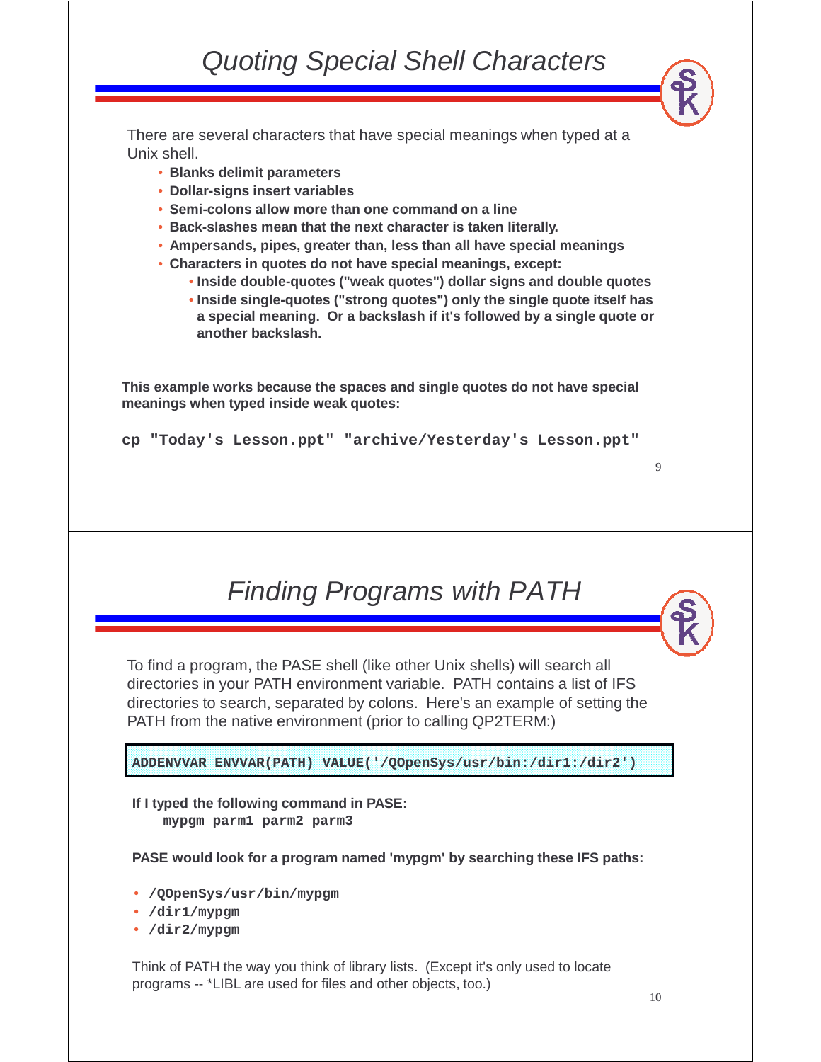# Quoting Special Shell Characters

There are several characters that have special meanings when typed at a Unix shell.

- **Blanks delimit parameters**
- **Dollar-signs insert variables**
- **Semi-colons allow more than one command on a line**
- **Back-slashes mean that the next character is taken literally.**
- **Ampersands, pipes, greater than, less than all have special meanings**
- **Characters in quotes do not have special meanings, except:**
  - **Inside double-quotes ("weak quotes") dollar signs and double quotes**
  - **Inside single-quotes ("strong quotes") only the single quote itself has a special meaning. Or a backslash if it's followed by a single quote or another backslash.**

**This example works because the spaces and single quotes do not have special meanings when typed inside weak quotes:**

```
cp "Today's Lesson.ppt" "archive/Yesterday's Lesson.ppt"
```

# Finding Programs with PATH

To find a program, the PASE shell (like other Unix shells) will search all directories in your PATH environment variable. PATH contains a list of IFS directories to search, separated by colons. Here's an example of setting the PATH from the native environment (prior to calling QP2TERM:)

```
ADDENVVAR ENVVAR(PATH) VALUE('/QOpenSys/usr/bin:/dir1:/dir2')
```

**If I typed the following command in PASE:**

```
mypgm parm1 parm2 parm3
```

**PASE would look for a program named 'mypgm' by searching these IFS paths:**

- `/QOpenSys/usr/bin/mypgm`
- `/dir1/mypgm`
- `/dir2/mypgm`

Think of PATH the way you think of library lists. (Except it's only used to locate programs -- *LIBL are used for files and other objects, too.)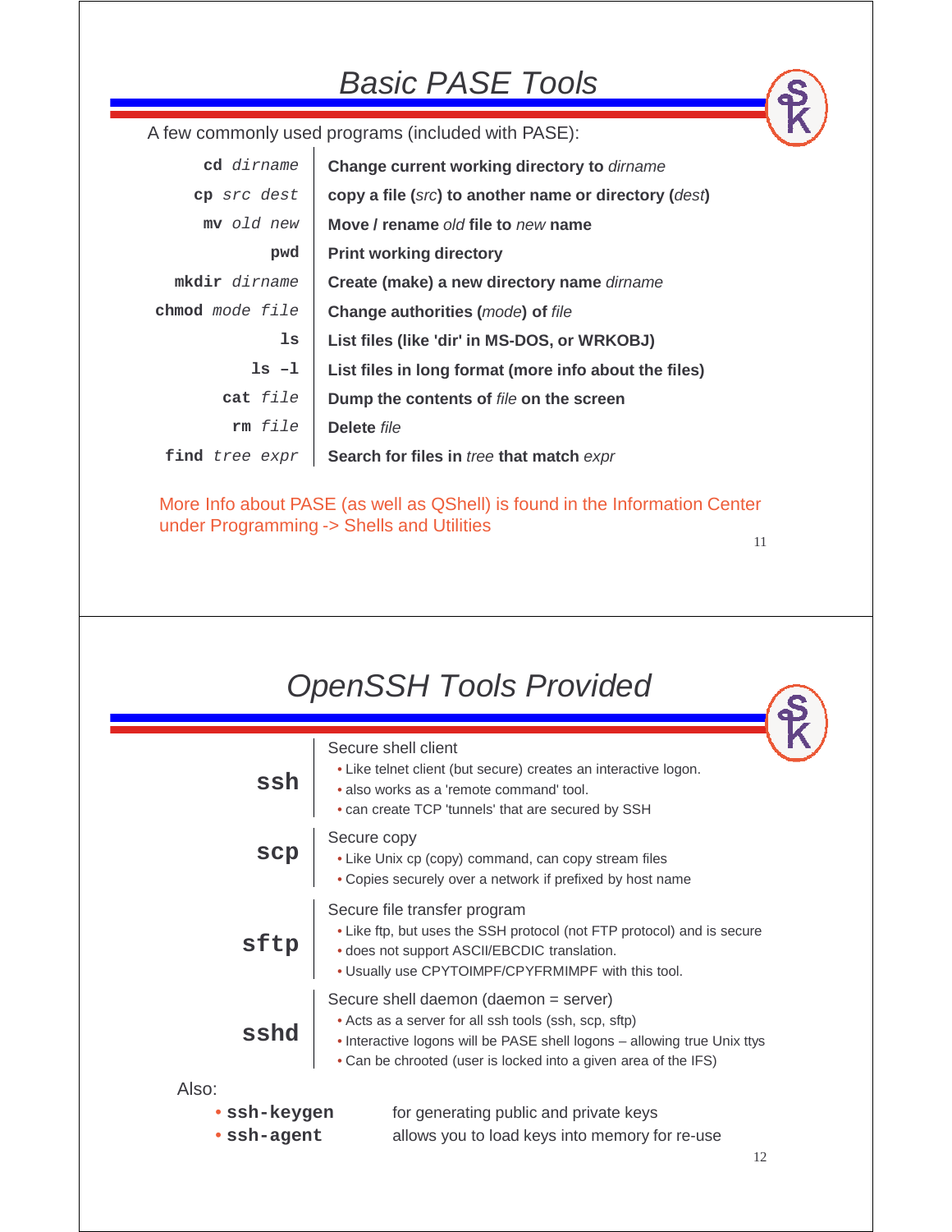# Basic PASE Tools

A few commonly used programs (included with PASE):

| Command | Description |
|---|---|
| **cd** *dirname* | **Change current working directory to** *dirname* |
| **cp** *src dest* | **copy a file (***src***) to another name or directory (***dest***)** |
| **mv** *old new* | **Move / rename** *old* **file to** *new* **name** |
| **pwd** | **Print working directory** |
| **mkdir** *dirname* | **Create (make) a new directory name** *dirname* |
| **chmod** *mode file* | **Change authorities (***mode***) of** *file* |
| **ls** | **List files (like 'dir' in MS-DOS, or WRKOBJ)** |
| **ls –l** | **List files in long format (more info about the files)** |
| **cat** *file* | **Dump the contents of** *file* **on the screen** |
| **rm** *file* | **Delete** *file* |
| **find** *tree expr* | **Search for files in** *tree* **that match** *expr* |

More Info about PASE (as well as QShell) is found in the Information Center under Programming -> Shells and Utilities

# OpenSSH Tools Provided

**ssh** — Secure shell client
- Like telnet client (but secure) creates an interactive logon.
- also works as a 'remote command' tool.
- can create TCP 'tunnels' that are secured by SSH

**scp** — Secure copy
- Like Unix cp (copy) command, can copy stream files
- Copies securely over a network if prefixed by host name

**sftp** — Secure file transfer program
- Like ftp, but uses the SSH protocol (not FTP protocol) and is secure
- does not support ASCII/EBCDIC translation.
- Usually use CPYTOIMPF/CPYFRMIMPF with this tool.

**sshd** — Secure shell daemon (daemon = server)
- Acts as a server for all ssh tools (ssh, scp, sftp)
- Interactive logons will be PASE shell logons – allowing true Unix ttys
- Can be chrooted (user is locked into a given area of the IFS)

Also:
- **ssh-keygen** for generating public and private keys
- **ssh-agent** allows you to load keys into memory for re-use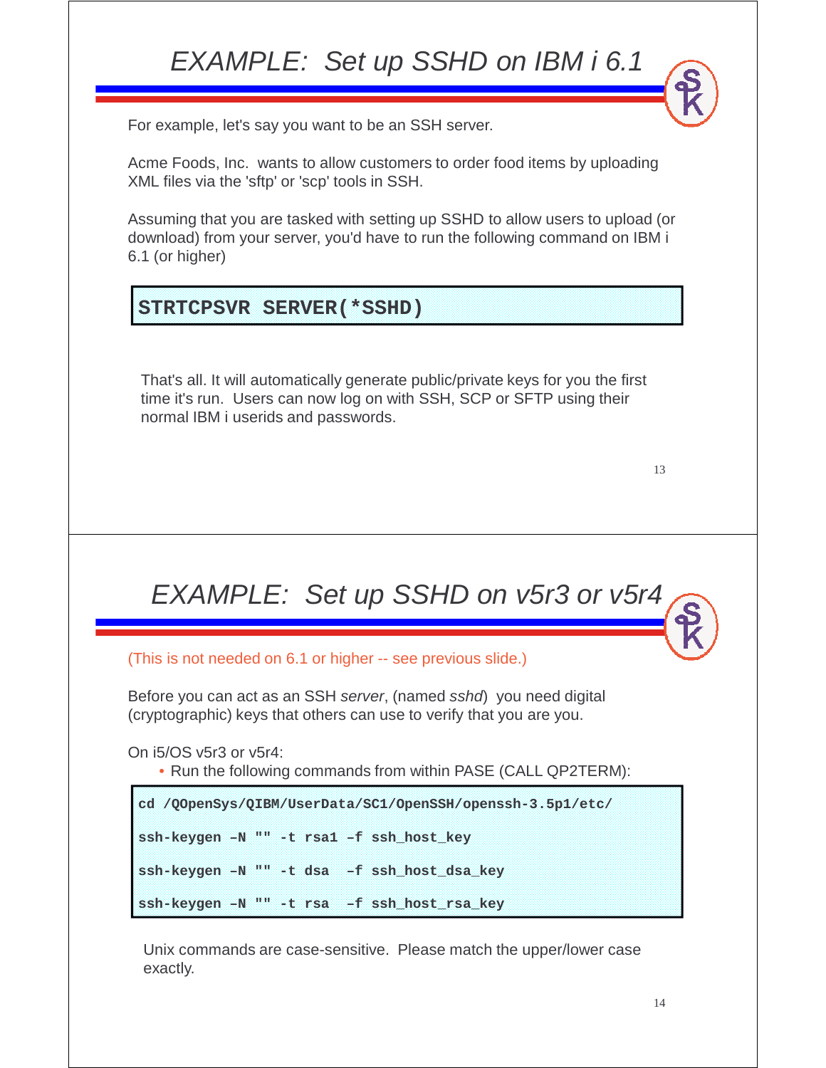# EXAMPLE: Set up SSHD on IBM i 6.1

For example, let's say you want to be an SSH server.

Acme Foods, Inc. wants to allow customers to order food items by uploading XML files via the 'sftp' or 'scp' tools in SSH.

Assuming that you are tasked with setting up SSHD to allow users to upload (or download) from your server, you'd have to run the following command on IBM i 6.1 (or higher)

```
STRTCPSVR SERVER(*SSHD)
```

That's all. It will automatically generate public/private keys for you the first time it's run. Users can now log on with SSH, SCP or SFTP using their normal IBM i userids and passwords.

# EXAMPLE: Set up SSHD on v5r3 or v5r4

(This is not needed on 6.1 or higher -- see previous slide.)

Before you can act as an SSH *server*, (named *sshd*) you need digital (cryptographic) keys that others can use to verify that you are you.

On i5/OS v5r3 or v5r4:

- Run the following commands from within PASE (CALL QP2TERM):

```
cd /QOpenSys/QIBM/UserData/SC1/OpenSSH/openssh-3.5p1/etc/

ssh-keygen –N "" -t rsa1 –f ssh_host_key

ssh-keygen –N "" -t dsa  –f ssh_host_dsa_key

ssh-keygen –N "" -t rsa  –f ssh_host_rsa_key
```

Unix commands are case-sensitive. Please match the upper/lower case exactly.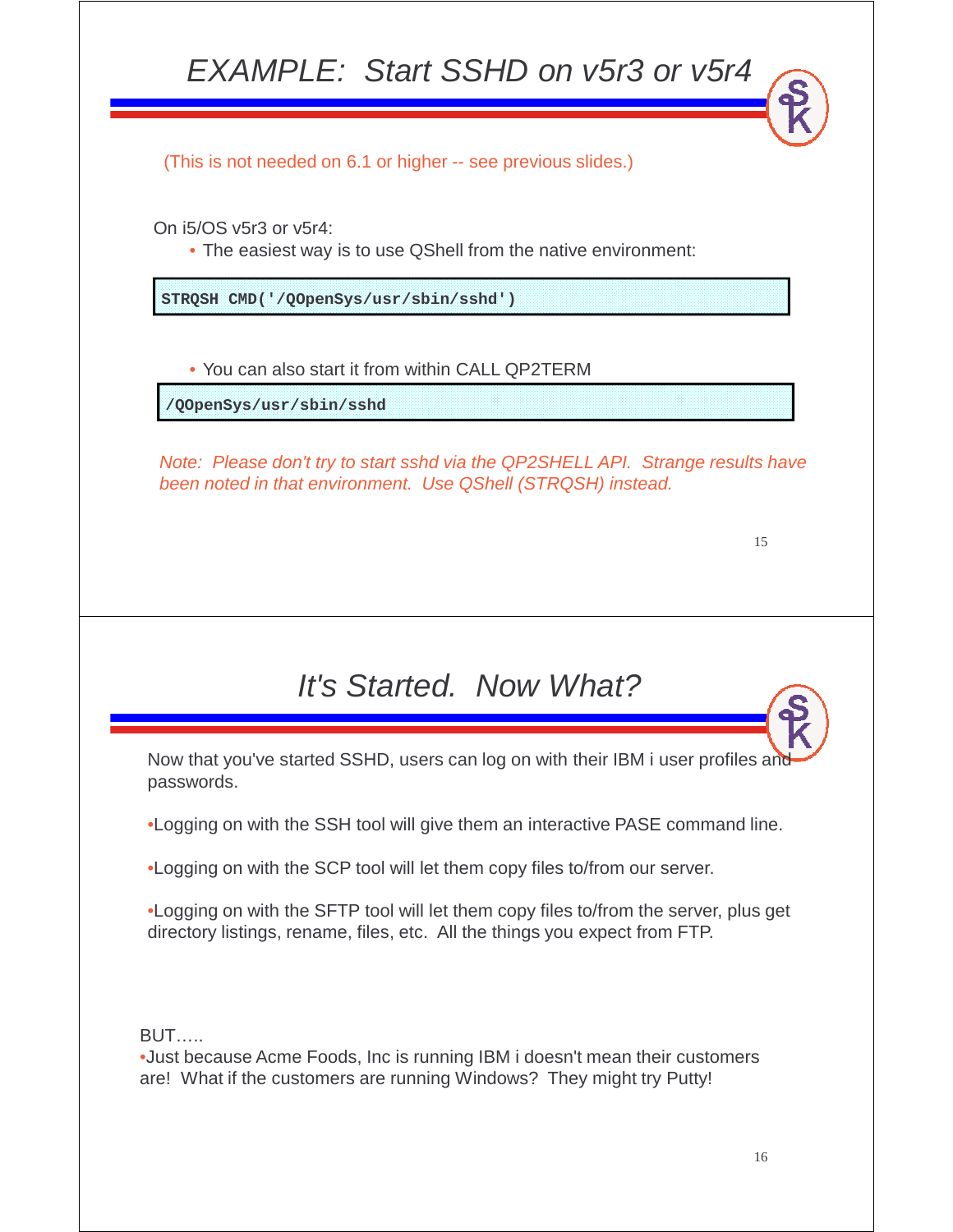# EXAMPLE: Start SSHD on v5r3 or v5r4

(This is not needed on 6.1 or higher -- see previous slides.)

On i5/OS v5r3 or v5r4:

- The easiest way is to use QShell from the native environment:

```
STRQSH CMD('/QOpenSys/usr/sbin/sshd')
```

- You can also start it from within CALL QP2TERM

```
/QOpenSys/usr/sbin/sshd
```

*Note: Please don't try to start sshd via the QP2SHELL API. Strange results have been noted in that environment. Use QShell (STRQSH) instead.*

# It's Started. Now What?

Now that you've started SSHD, users can log on with their IBM i user profiles and passwords.

- Logging on with the SSH tool will give them an interactive PASE command line.
- Logging on with the SCP tool will let them copy files to/from our server.
- Logging on with the SFTP tool will let them copy files to/from the server, plus get directory listings, rename, files, etc. All the things you expect from FTP.

BUT…..

- Just because Acme Foods, Inc is running IBM i doesn't mean their customers are! What if the customers are running Windows? They might try Putty!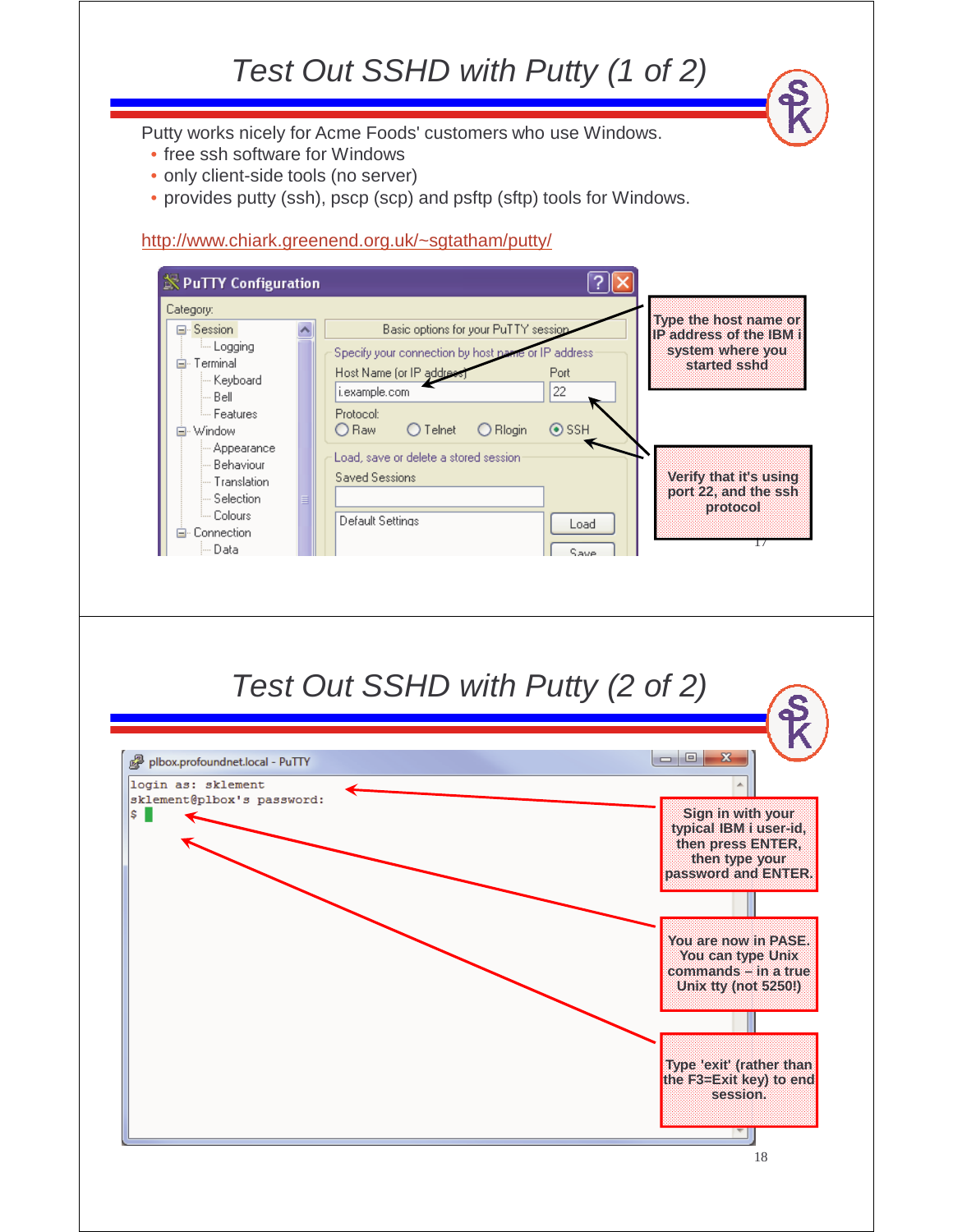# Test Out SSHD with Putty (1 of 2)

Putty works nicely for Acme Foods' customers who use Windows.

- free ssh software for Windows
- only client-side tools (no server)
- provides putty (ssh), pscp (scp) and psftp (sftp) tools for Windows.

http://www.chiark.greenend.org.uk/~sgtatham/putty/

Type the host name or IP address of the IBM i system where you started sshd

Verify that it's using port 22, and the ssh protocol

# Test Out SSHD with Putty (2 of 2)

```
login as: sklement
sklement@plbox's password:
$
```

Sign in with your typical IBM i user-id, then press ENTER, then type your password and ENTER.

You are now in PASE. You can type Unix commands – in a true Unix tty (not 5250!)

Type 'exit' (rather than the F3=Exit key) to end session.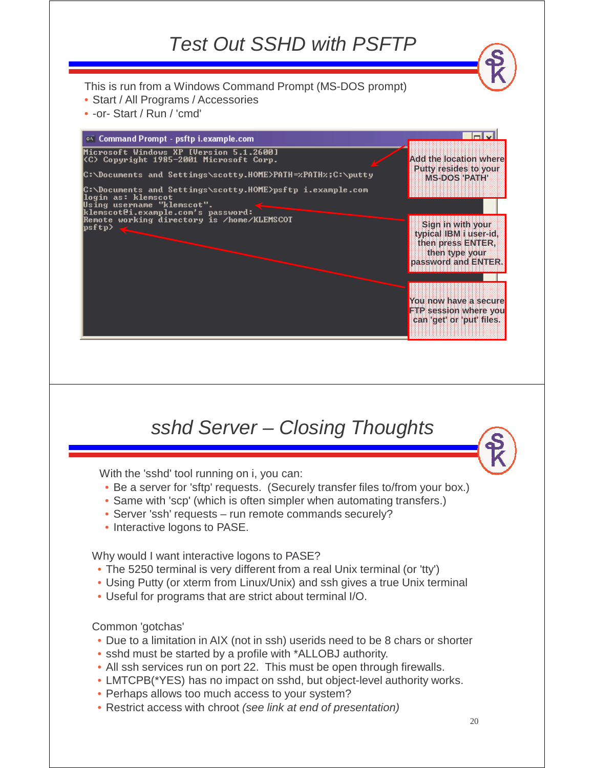# Test Out SSHD with PSFTP

This is run from a Windows Command Prompt (MS-DOS prompt)

- Start / All Programs / Accessories
- -or- Start / Run / 'cmd'

```
Command Prompt - psftp i.example.com

Microsoft Windows XP [Version 5.1.2600]
(C) Copyright 1985-2001 Microsoft Corp.

C:\Documents and Settings\scotty.HOME>PATH=%PATH%;C:\putty

C:\Documents and Settings\scotty.HOME>psftp i.example.com
login as: klemscot
Using username "klemscot".
klemscot@i.example.com's password:
Remote working directory is /home/KLEMSCOT
psftp>
```

Add the location where Putty resides to your MS-DOS 'PATH'

Sign in with your typical IBM i user-id, then press ENTER, then type your password and ENTER.

You now have a secure FTP session where you can 'get' or 'put' files.

# sshd Server – Closing Thoughts

With the 'sshd' tool running on i, you can:

- Be a server for 'sftp' requests. (Securely transfer files to/from your box.)
- Same with 'scp' (which is often simpler when automating transfers.)
- Server 'ssh' requests – run remote commands securely?
- Interactive logons to PASE.

Why would I want interactive logons to PASE?

- The 5250 terminal is very different from a real Unix terminal (or 'tty')
- Using Putty (or xterm from Linux/Unix) and ssh gives a true Unix terminal
- Useful for programs that are strict about terminal I/O.

Common 'gotchas'

- Due to a limitation in AIX (not in ssh) userids need to be 8 chars or shorter
- sshd must be started by a profile with *ALLOBJ authority.
- All ssh services run on port 22. This must be open through firewalls.
- LMTCPB(*YES) has no impact on sshd, but object-level authority works.
- Perhaps allows too much access to your system?
- Restrict access with chroot *(see link at end of presentation)*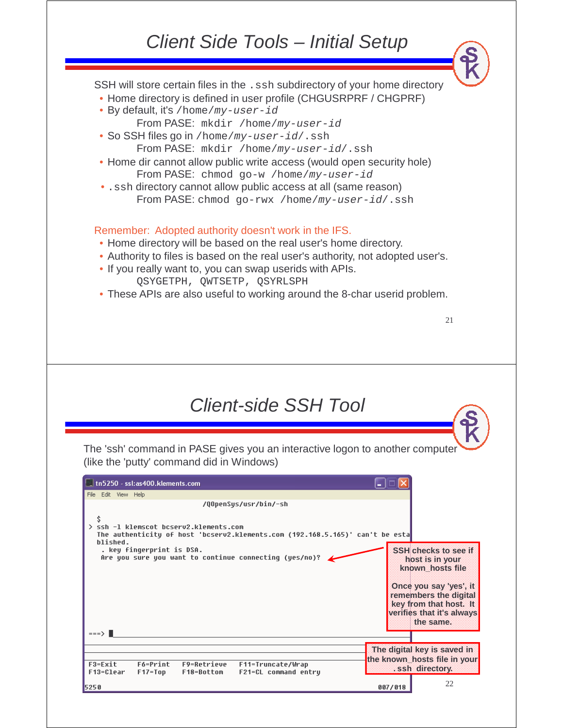# Client Side Tools – Initial Setup

SSH will store certain files in the `.ssh` subdirectory of your home directory

- Home directory is defined in user profile (CHGUSRPRF / CHGPRF)
- By default, it's `/home/my-user-id`
  - From PASE: `mkdir /home/my-user-id`
- So SSH files go in `/home/my-user-id/.ssh`
  - From PASE: `mkdir /home/my-user-id/.ssh`
- Home dir cannot allow public write access (would open security hole)
  - From PASE: `chmod go-w /home/my-user-id`
- `.ssh` directory cannot allow public access at all (same reason)
  - From PASE: `chmod go-rwx /home/my-user-id/.ssh`

Remember: Adopted authority doesn't work in the IFS.

- Home directory will be based on the real user's home directory.
- Authority to files is based on the real user's authority, not adopted user's.
- If you really want to, you can swap userids with APIs.
  - `QSYGETPH, QWTSETP, QSYRLSPH`
- These APIs are also useful to working around the 8-char userid problem.

# Client-side SSH Tool

The 'ssh' command in PASE gives you an interactive logon to another computer (like the 'putty' command did in Windows)

```
tn5250 - ssl:as400.klements.com
File  Edit  View  Help
                         /QOpenSys/usr/bin/-sh

  $
> ssh -l klemscot bcserv2.klements.com
  The authenticity of host 'bcserv2.klements.com (192.168.5.165)' can't be esta
  blished.
   . key fingerprint is DSA.
   Are you sure you want to continue connecting (yes/no)?

===>

F3=Exit    F6=Print   F9=Retrieve   F11=Truncate/Wrap
F13=Clear  F17=Top    F18=Bottom    F21=CL command entry
5250                                                          007/018
```

SSH checks to see if host is in your known_hosts file

Once you say 'yes', it remembers the digital key from that host. It verifies that it's always the same.

The digital key is saved in the known_hosts file in your .ssh directory.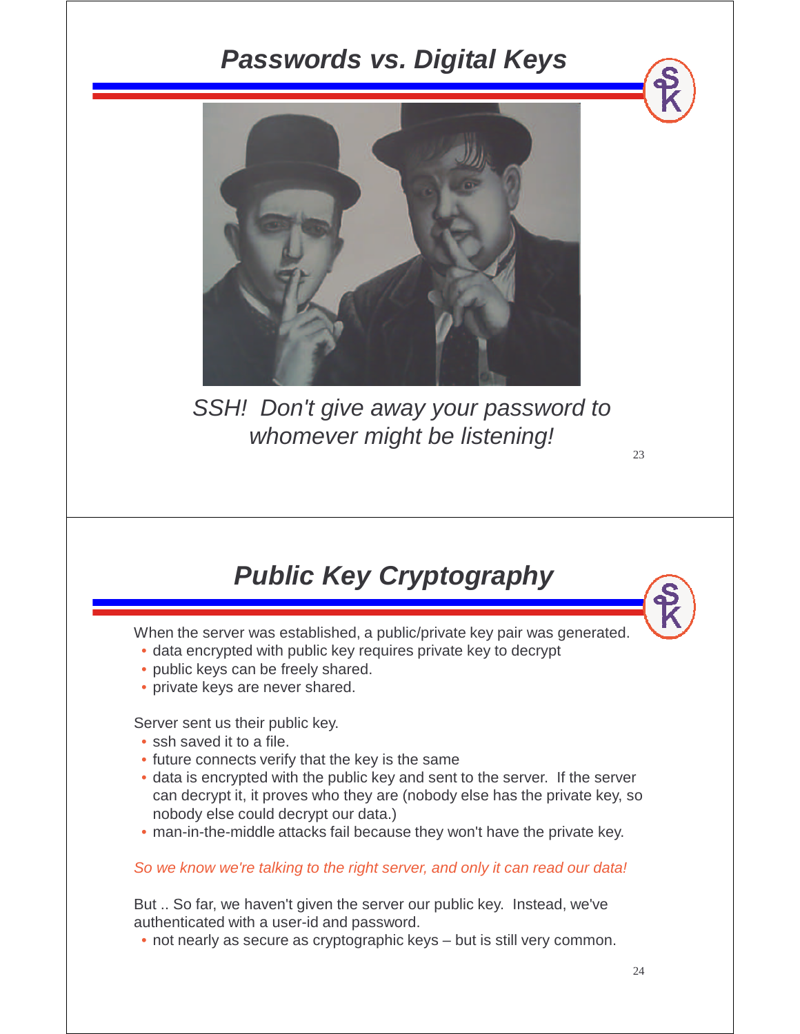## Passwords vs. Digital Keys

*SSH! Don't give away your password to whomever might be listening!*

## Public Key Cryptography

When the server was established, a public/private key pair was generated.

- data encrypted with public key requires private key to decrypt
- public keys can be freely shared.
- private keys are never shared.

Server sent us their public key.

- ssh saved it to a file.
- future connects verify that the key is the same
- data is encrypted with the public key and sent to the server. If the server can decrypt it, it proves who they are (nobody else has the private key, so nobody else could decrypt our data.)
- man-in-the-middle attacks fail because they won't have the private key.

*So we know we're talking to the right server, and only it can read our data!*

But .. So far, we haven't given the server our public key. Instead, we've authenticated with a user-id and password.

- not nearly as secure as cryptographic keys – but is still very common.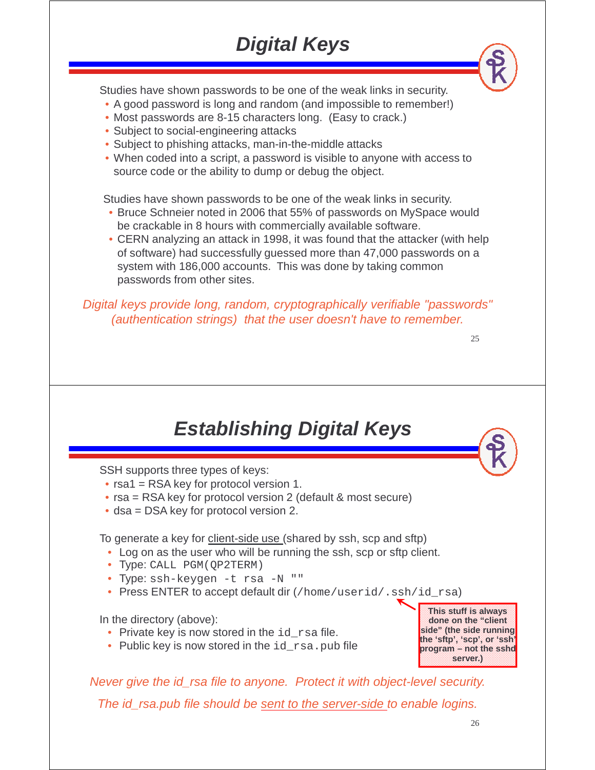# *Digital Keys*

Studies have shown passwords to be one of the weak links in security.

- A good password is long and random (and impossible to remember!)
- Most passwords are 8-15 characters long. (Easy to crack.)
- Subject to social-engineering attacks
- Subject to phishing attacks, man-in-the-middle attacks
- When coded into a script, a password is visible to anyone with access to source code or the ability to dump or debug the object.

Studies have shown passwords to be one of the weak links in security.

- Bruce Schneier noted in 2006 that 55% of passwords on MySpace would be crackable in 8 hours with commercially available software.
- CERN analyzing an attack in 1998, it was found that the attacker (with help of software) had successfully guessed more than 47,000 passwords on a system with 186,000 accounts. This was done by taking common passwords from other sites.

*Digital keys provide long, random, cryptographically verifiable "passwords" (authentication strings) that the user doesn't have to remember.*

# *Establishing Digital Keys*

SSH supports three types of keys:

- rsa1 = RSA key for protocol version 1.
- rsa = RSA key for protocol version 2 (default & most secure)
- dsa = DSA key for protocol version 2.

To generate a key for client-side use (shared by ssh, scp and sftp)

- Log on as the user who will be running the ssh, scp or sftp client.
- Type: `CALL PGM(QP2TERM)`
- Type: `ssh-keygen -t rsa -N ""`
- Press ENTER to accept default dir (`/home/userid/.ssh/id_rsa`)

**This stuff is always done on the "client side" (the side running the 'sftp', 'scp', or 'ssh' program – not the sshd server.)**

In the directory (above):

- Private key is now stored in the `id_rsa` file.
- Public key is now stored in the `id_rsa.pub` file

*Never give the id_rsa file to anyone. Protect it with object-level security.*

*The id_rsa.pub file should be sent to the server-side to enable logins.*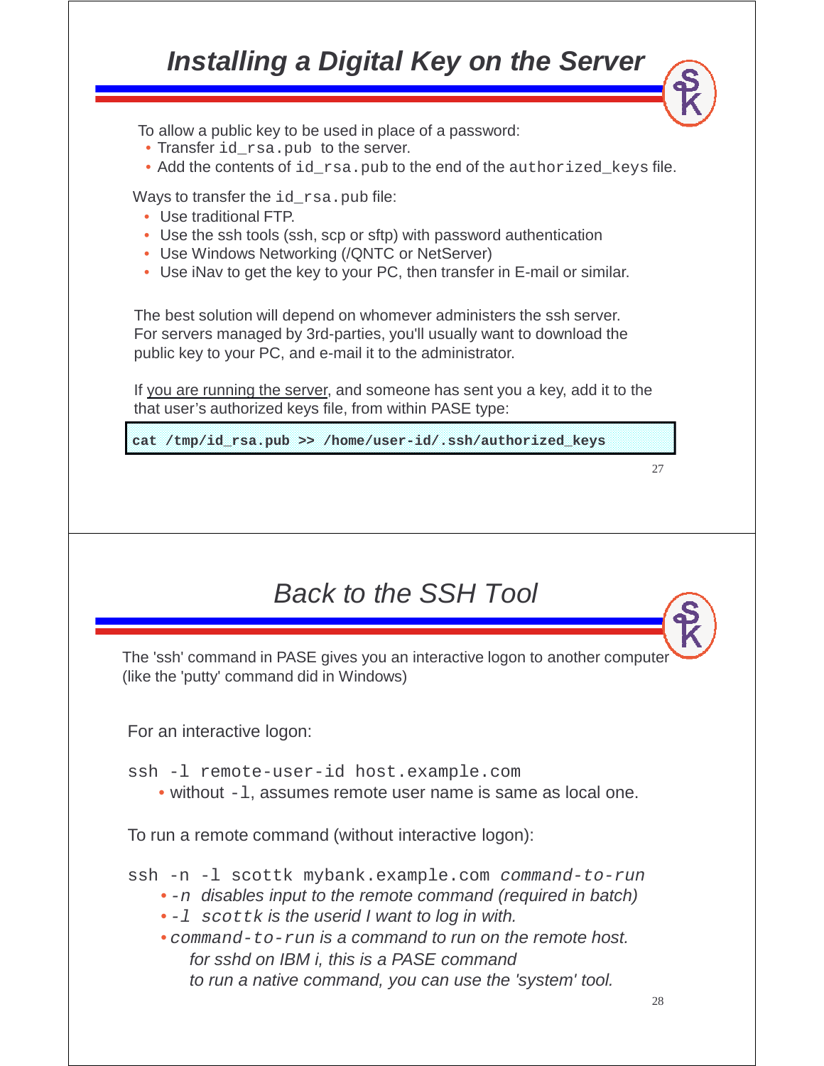## *Installing a Digital Key on the Server*

To allow a public key to be used in place of a password:

- Transfer `id_rsa.pub` to the server.
- Add the contents of `id_rsa.pub` to the end of the `authorized_keys` file.

Ways to transfer the `id_rsa.pub` file:

- Use traditional FTP.
- Use the ssh tools (ssh, scp or sftp) with password authentication
- Use Windows Networking (/QNTC or NetServer)
- Use iNav to get the key to your PC, then transfer in E-mail or similar.

The best solution will depend on whomever administers the ssh server. For servers managed by 3rd-parties, you'll usually want to download the public key to your PC, and e-mail it to the administrator.

If you are running the server, and someone has sent you a key, add it to the that user's authorized keys file, from within PASE type:

```
cat /tmp/id_rsa.pub >> /home/user-id/.ssh/authorized_keys
```

## *Back to the SSH Tool*

The 'ssh' command in PASE gives you an interactive logon to another computer (like the 'putty' command did in Windows)

For an interactive logon:

```
ssh -l remote-user-id host.example.com
```

- without `-l`, assumes remote user name is same as local one.

To run a remote command (without interactive logon):

```
ssh -n -l scottk mybank.example.com command-to-run
```

- *`-n` disables input to the remote command (required in batch)*
- *`-l scottk` is the userid I want to log in with.*
- *`command-to-run` is a command to run on the remote host.*
  *for sshd on IBM i, this is a PASE command*
  *to run a native command, you can use the 'system' tool.*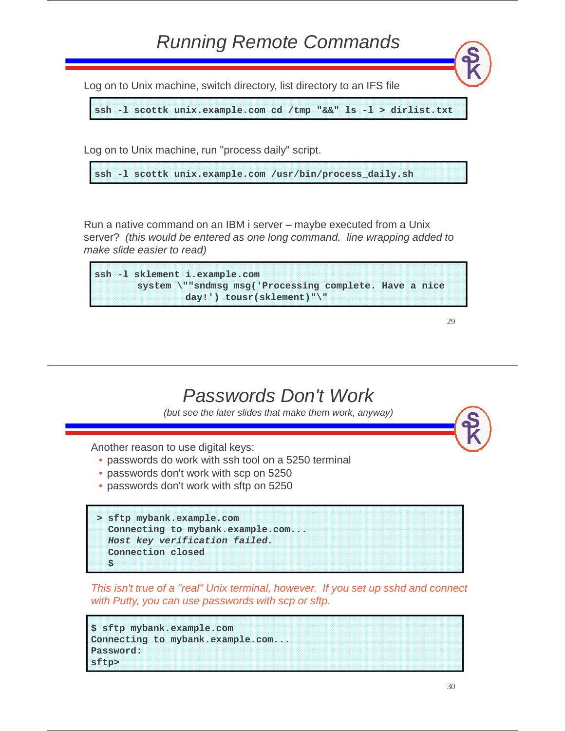# Running Remote Commands

Log on to Unix machine, switch directory, list directory to an IFS file

```
ssh -l scottk unix.example.com cd /tmp "&&" ls -l > dirlist.txt
```

Log on to Unix machine, run "process daily" script.

```
ssh -l scottk unix.example.com /usr/bin/process_daily.sh
```

Run a native command on an IBM i server – maybe executed from a Unix server? *(this would be entered as one long command. line wrapping added to make slide easier to read)*

```
ssh -l sklement i.example.com
       system \""sndmsg msg('Processing complete. Have a nice
               day!') tousr(sklement)"\"
```

# Passwords Don't Work

*(but see the later slides that make them work, anyway)*

Another reason to use digital keys:

- passwords do work with ssh tool on a 5250 terminal
- passwords don't work with scp on 5250
- passwords don't work with sftp on 5250

```
> sftp mybank.example.com
  Connecting to mybank.example.com...
  Host key verification failed.
  Connection closed
  $
```

*This isn't true of a "real" Unix terminal, however. If you set up sshd and connect with Putty, you can use passwords with scp or sftp.*

```
$ sftp mybank.example.com
Connecting to mybank.example.com...
Password:
sftp>
```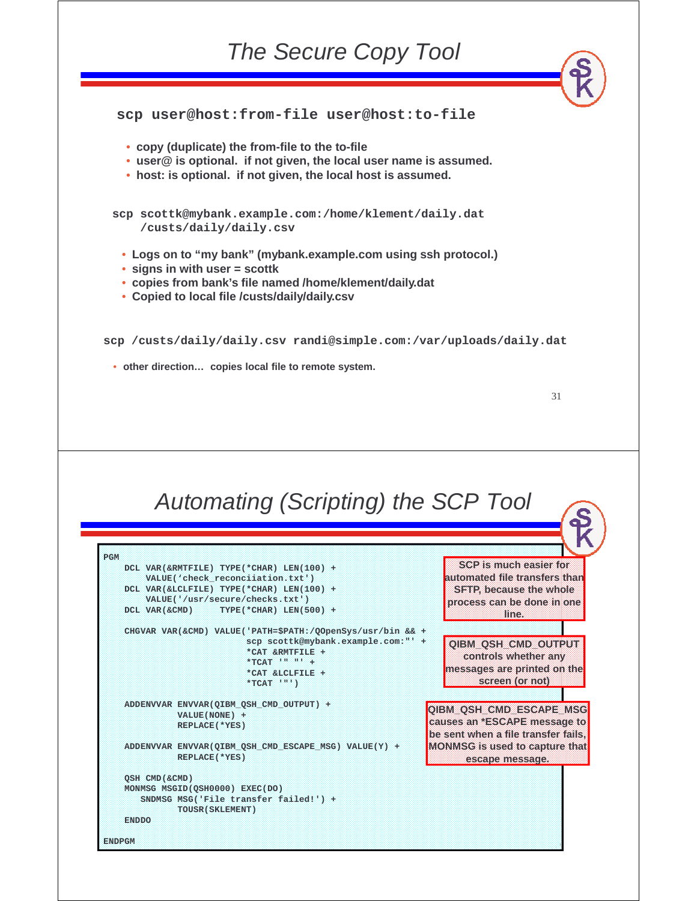# The Secure Copy Tool

```
scp user@host:from-file user@host:to-file
```

- **copy (duplicate) the from-file to the to-file**
- **user@ is optional. if not given, the local user name is assumed.**
- **host: is optional. if not given, the local host is assumed.**

```
scp scottk@mybank.example.com:/home/klement/daily.dat
    /custs/daily/daily.csv
```

- **Logs on to “my bank” (mybank.example.com using ssh protocol.)**
- **signs in with user = scottk**
- **copies from bank’s file named /home/klement/daily.dat**
- **Copied to local file /custs/daily/daily.csv**

```
scp /custs/daily/daily.csv randi@simple.com:/var/uploads/daily.dat
```

- **other direction… copies local file to remote system.**

# Automating (Scripting) the SCP Tool

```
PGM
    DCL VAR(&RMTFILE) TYPE(*CHAR) LEN(100) +
        VALUE('check_reconciiation.txt')
    DCL VAR(&LCLFILE) TYPE(*CHAR) LEN(100) +
        VALUE('/usr/secure/checks.txt')
    DCL VAR(&CMD)     TYPE(*CHAR) LEN(500) +

    CHGVAR VAR(&CMD) VALUE('PATH=$PATH:/QOpenSys/usr/bin && +
                            scp scottk@mybank.example.com:"' +
                            *CAT &RMTFILE +
                            *TCAT '" "' +
                            *CAT &LCLFILE +
                            *TCAT '"')

    ADDENVVAR ENVVAR(QIBM_QSH_CMD_OUTPUT) +
              VALUE(NONE) +
              REPLACE(*YES)

    ADDENVVAR ENVVAR(QIBM_QSH_CMD_ESCAPE_MSG) VALUE(Y) +
              REPLACE(*YES)

    QSH CMD(&CMD)
    MONMSG MSGID(QSH0000) EXEC(DO)
       SNDMSG MSG('File transfer failed!') +
              TOUSR(SKLEMENT)
    ENDDO

ENDPGM
```

**SCP is much easier for automated file transfers than SFTP, because the whole process can be done in one line.**

**QIBM_QSH_CMD_OUTPUT controls whether any messages are printed on the screen (or not)**

**QIBM_QSH_CMD_ESCAPE_MSG causes an *ESCAPE message to be sent when a file transfer fails, MONMSG is used to capture that escape message.**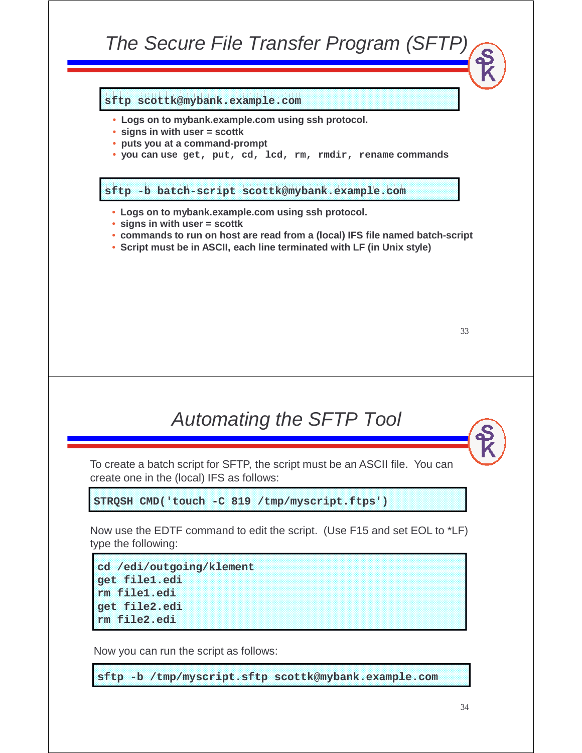## The Secure File Transfer Program (SFTP)

```
sftp scottk@mybank.example.com
```

- **Logs on to mybank.example.com using ssh protocol.**
- **signs in with user = scottk**
- **puts you at a command-prompt**
- **you can use `get, put, cd, lcd, rm, rmdir, rename` commands**

```
sftp -b batch-script scottk@mybank.example.com
```

- **Logs on to mybank.example.com using ssh protocol.**
- **signs in with user = scottk**
- **commands to run on host are read from a (local) IFS file named batch-script**
- **Script must be in ASCII, each line terminated with LF (in Unix style)**

## Automating the SFTP Tool

To create a batch script for SFTP, the script must be an ASCII file. You can create one in the (local) IFS as follows:

```
STRQSH CMD('touch -C 819 /tmp/myscript.ftps')
```

Now use the EDTF command to edit the script. (Use F15 and set EOL to *LF) type the following:

```
cd /edi/outgoing/klement
get file1.edi
rm file1.edi
get file2.edi
rm file2.edi
```

Now you can run the script as follows:

```
sftp -b /tmp/myscript.sftp scottk@mybank.example.com
```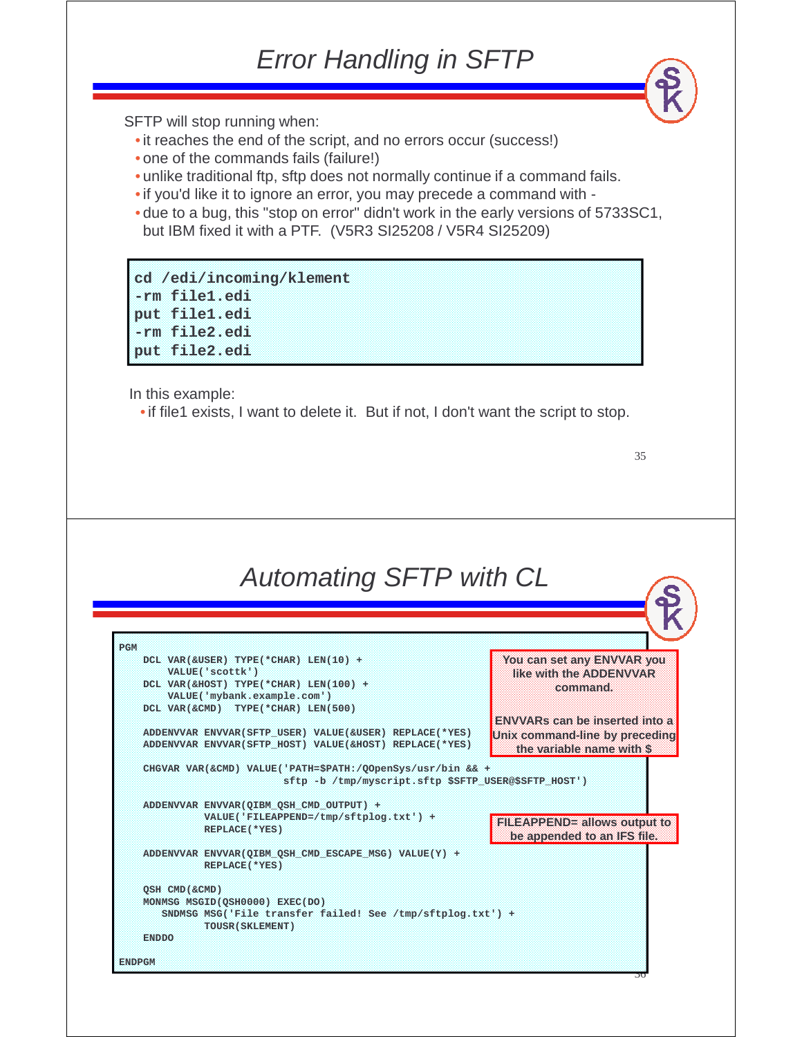# Error Handling in SFTP

SFTP will stop running when:

- it reaches the end of the script, and no errors occur (success!)
- one of the commands fails (failure!)
- unlike traditional ftp, sftp does not normally continue if a command fails.
- if you'd like it to ignore an error, you may precede a command with -
- due to a bug, this "stop on error" didn't work in the early versions of 5733SC1, but IBM fixed it with a PTF. (V5R3 SI25208 / V5R4 SI25209)

```
cd /edi/incoming/klement
-rm file1.edi
put file1.edi
-rm file2.edi
put file2.edi
```

In this example:

- if file1 exists, I want to delete it. But if not, I don't want the script to stop.

# Automating SFTP with CL

```
PGM
   DCL VAR(&USER) TYPE(*CHAR) LEN(10) +
       VALUE('scottk')
   DCL VAR(&HOST) TYPE(*CHAR) LEN(100) +
       VALUE('mybank.example.com')
   DCL VAR(&CMD)  TYPE(*CHAR) LEN(500)

   ADDENVVAR ENVVAR(SFTP_USER) VALUE(&USER) REPLACE(*YES)
   ADDENVVAR ENVVAR(SFTP_HOST) VALUE(&HOST) REPLACE(*YES)

   CHGVAR VAR(&CMD) VALUE('PATH=$PATH:/QOpenSys/usr/bin && +
                       sftp -b /tmp/myscript.sftp $SFTP_USER@$SFTP_HOST')

   ADDENVVAR ENVVAR(QIBM_QSH_CMD_OUTPUT) +
            VALUE('FILEAPPEND=/tmp/sftplog.txt') +
            REPLACE(*YES)

   ADDENVVAR ENVVAR(QIBM_QSH_CMD_ESCAPE_MSG) VALUE(Y) +
            REPLACE(*YES)

   QSH CMD(&CMD)
   MONMSG MSGID(QSH0000) EXEC(DO)
      SNDMSG MSG('File transfer failed! See /tmp/sftplog.txt') +
            TOUSR(SKLEMENT)
   ENDDO

ENDPGM
```

**You can set any ENVVAR you like with the ADDENVVAR command.**

**ENVVARs can be inserted into a Unix command-line by preceding the variable name with $**

**FILEAPPEND= allows output to be appended to an IFS file.**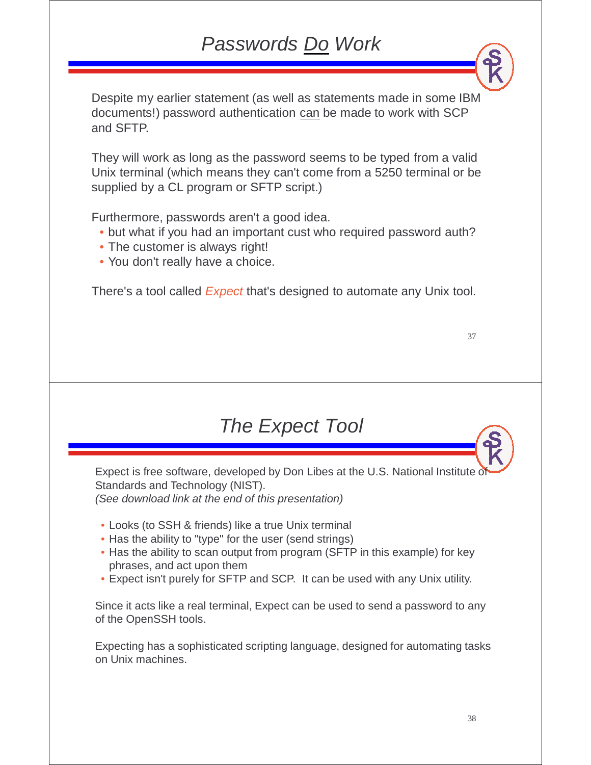# *Passwords Do Work*

Despite my earlier statement (as well as statements made in some IBM documents!) password authentication can be made to work with SCP and SFTP.

They will work as long as the password seems to be typed from a valid Unix terminal (which means they can't come from a 5250 terminal or be supplied by a CL program or SFTP script.)

Furthermore, passwords aren't a good idea.

- but what if you had an important cust who required password auth?
- The customer is always right!
- You don't really have a choice.

There's a tool called *Expect* that's designed to automate any Unix tool.

# *The Expect Tool*

Expect is free software, developed by Don Libes at the U.S. National Institute of Standards and Technology (NIST).
*(See download link at the end of this presentation)*

- Looks (to SSH & friends) like a true Unix terminal
- Has the ability to "type" for the user (send strings)
- Has the ability to scan output from program (SFTP in this example) for key phrases, and act upon them
- Expect isn't purely for SFTP and SCP. It can be used with any Unix utility.

Since it acts like a real terminal, Expect can be used to send a password to any of the OpenSSH tools.

Expecting has a sophisticated scripting language, designed for automating tasks on Unix machines.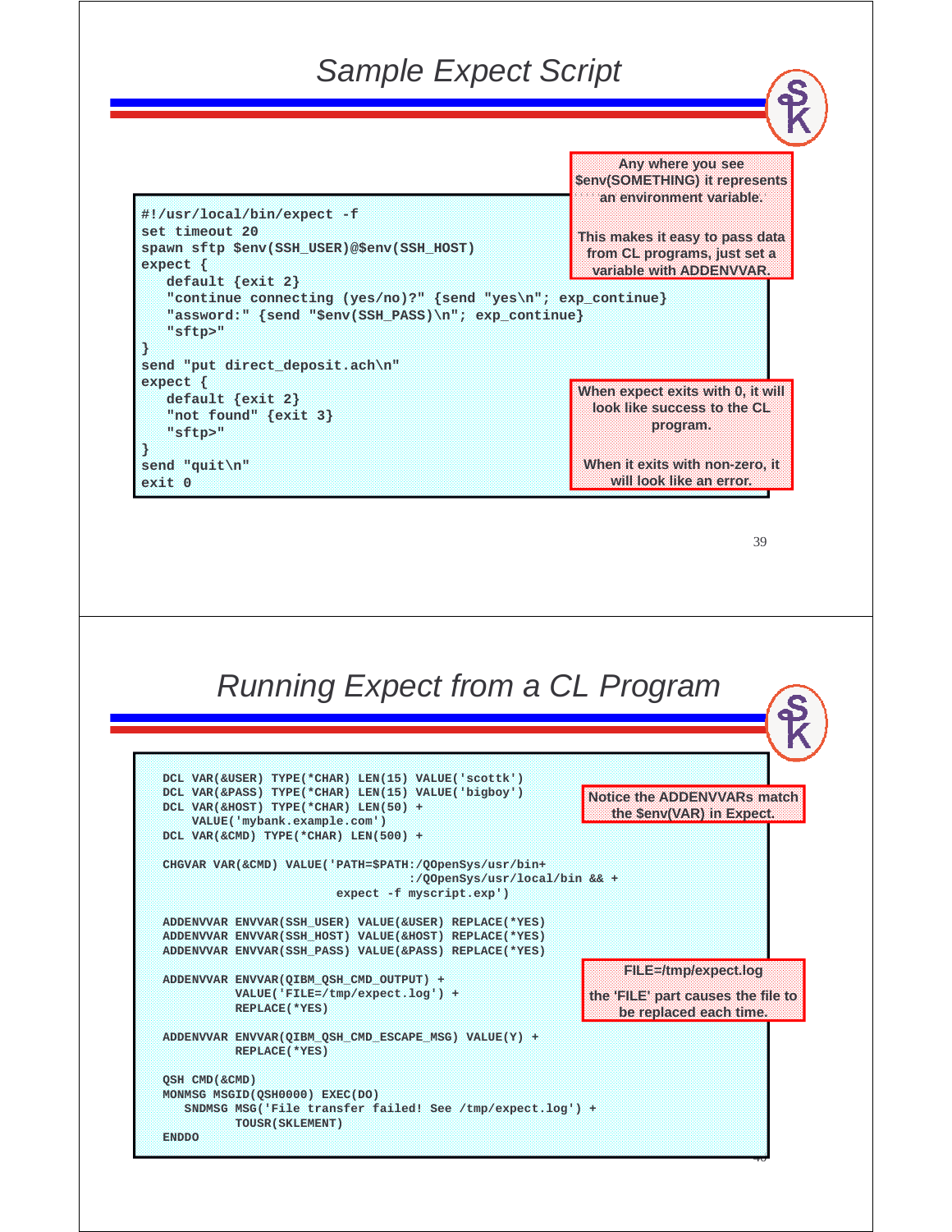# Sample Expect Script

```
#!/usr/local/bin/expect -f
set timeout 20
spawn sftp $env(SSH_USER)@$env(SSH_HOST)
expect {
   default {exit 2}
   "continue connecting (yes/no)?" {send "yes\n"; exp_continue}
   "assword:" {send "$env(SSH_PASS)\n"; exp_continue}
   "sftp>"
}
send "put direct_deposit.ach\n"
expect {
   default {exit 2}
   "not found" {exit 3}
   "sftp>"
}
send "quit\n"
exit 0
```

Any where you see $env(SOMETHING) it represents an environment variable.

This makes it easy to pass data from CL programs, just set a variable with ADDENVVAR.

When expect exits with 0, it will look like success to the CL program.

When it exits with non-zero, it will look like an error.

# Running Expect from a CL Program

```
DCL VAR(&USER) TYPE(*CHAR) LEN(15) VALUE('scottk')
DCL VAR(&PASS) TYPE(*CHAR) LEN(15) VALUE('bigboy')
DCL VAR(&HOST) TYPE(*CHAR) LEN(50) +
    VALUE('mybank.example.com')
DCL VAR(&CMD) TYPE(*CHAR) LEN(500) +

CHGVAR VAR(&CMD) VALUE('PATH=$PATH:/QOpenSys/usr/bin+
                            :/QOpenSys/usr/local/bin && +
                       expect -f myscript.exp')

ADDENVVAR ENVVAR(SSH_USER) VALUE(&USER) REPLACE(*YES)
ADDENVVAR ENVVAR(SSH_HOST) VALUE(&HOST) REPLACE(*YES)
ADDENVVAR ENVVAR(SSH_PASS) VALUE(&PASS) REPLACE(*YES)

ADDENVVAR ENVVAR(QIBM_QSH_CMD_OUTPUT) +
          VALUE('FILE=/tmp/expect.log') +
          REPLACE(*YES)

ADDENVVAR ENVVAR(QIBM_QSH_CMD_ESCAPE_MSG) VALUE(Y) +
          REPLACE(*YES)

QSH CMD(&CMD)
MONMSG MSGID(QSH0000) EXEC(DO)
   SNDMSG MSG('File transfer failed! See /tmp/expect.log') +
          TOUSR(SKLEMENT)
ENDDO
```

Notice the ADDENVVARs match the $env(VAR) in Expect.

FILE=/tmp/expect.log

the 'FILE' part causes the file to be replaced each time.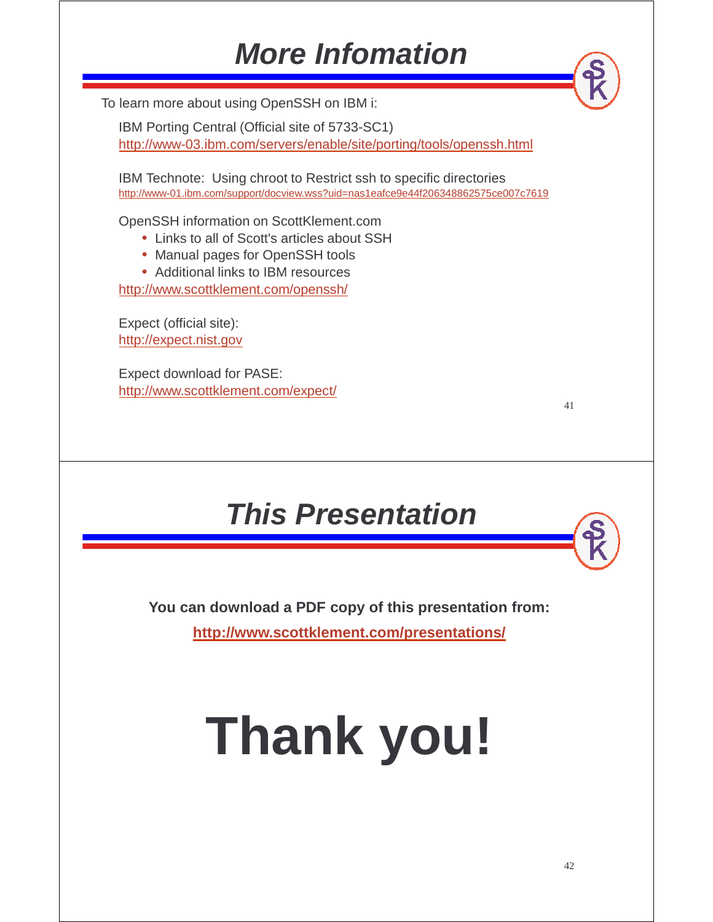# More Infomation

To learn more about using OpenSSH on IBM i:

IBM Porting Central (Official site of 5733-SC1)
http://www-03.ibm.com/servers/enable/site/porting/tools/openssh.html

IBM Technote: Using chroot to Restrict ssh to specific directories
http://www-01.ibm.com/support/docview.wss?uid=nas1eafce9e44f206348862575ce007c7619

OpenSSH information on ScottKlement.com

- Links to all of Scott's articles about SSH
- Manual pages for OpenSSH tools
- Additional links to IBM resources

http://www.scottklement.com/openssh/

Expect (official site):
http://expect.nist.gov

Expect download for PASE:
http://www.scottklement.com/expect/

# This Presentation

**You can download a PDF copy of this presentation from:**

**http://www.scottklement.com/presentations/**

# Thank you!